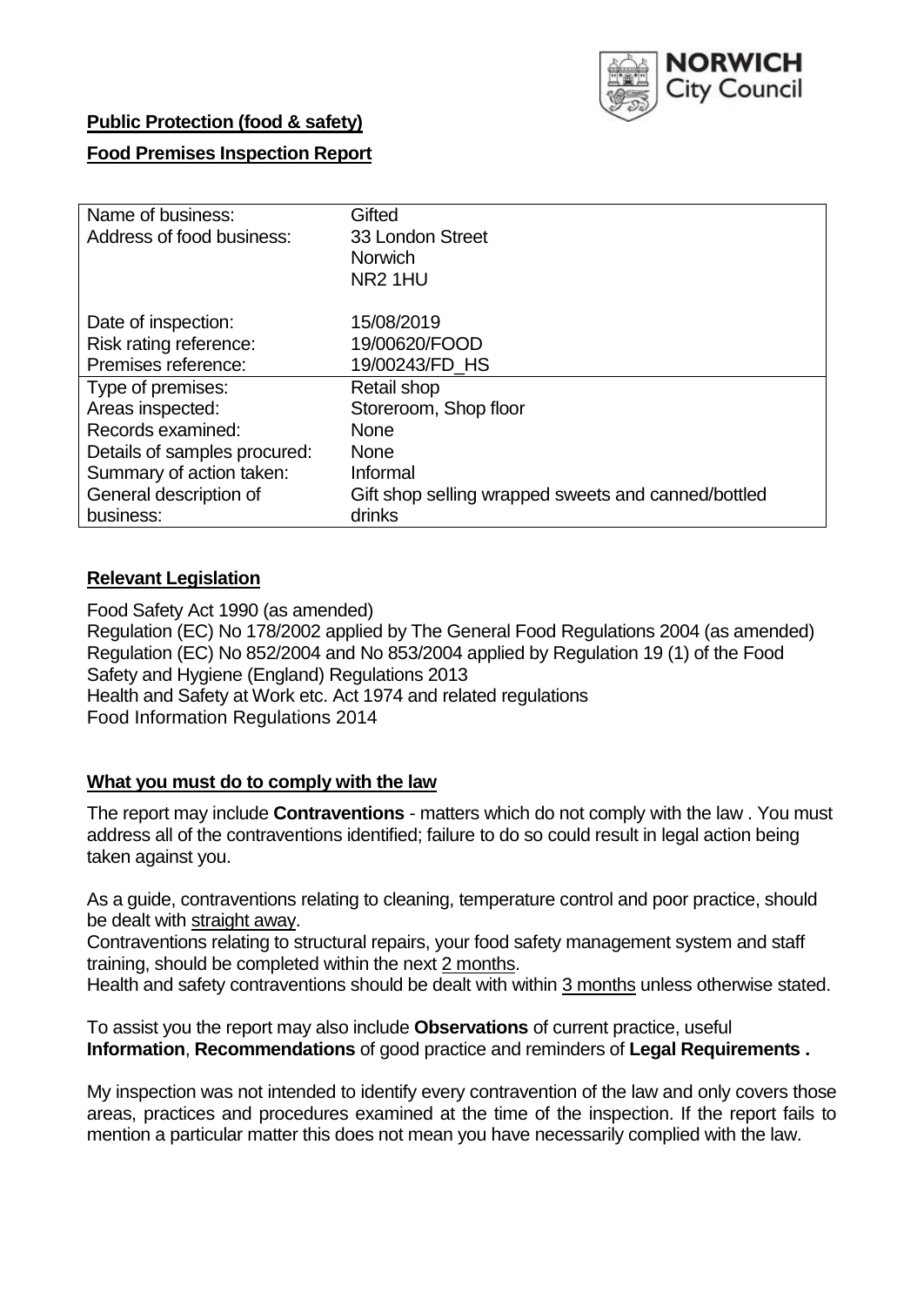NORWICH City Council

**Public Protection (food & safety)**

**Food Premises Inspection Report**

| | |
|---|---|
| Name of business: | Gifted |
| Address of food business: | 33 London Street<br>Norwich<br>NR2 1HU |
| Date of inspection: | 15/08/2019 |
| Risk rating reference: | 19/00620/FOOD |
| Premises reference: | 19/00243/FD_HS |
| Type of premises: | Retail shop |
| Areas inspected: | Storeroom, Shop floor |
| Records examined: | None |
| Details of samples procured: | None |
| Summary of action taken: | Informal |
| General description of business: | Gift shop selling wrapped sweets and canned/bottled drinks |

## Relevant Legislation

Food Safety Act 1990 (as amended)
Regulation (EC) No 178/2002 applied by The General Food Regulations 2004 (as amended)
Regulation (EC) No 852/2004 and No 853/2004 applied by Regulation 19 (1) of the Food Safety and Hygiene (England) Regulations 2013
Health and Safety at Work etc. Act 1974 and related regulations
Food Information Regulations 2014

## What you must do to comply with the law

The report may include **Contraventions** - matters which do not comply with the law . You must address all of the contraventions identified; failure to do so could result in legal action being taken against you.

As a guide, contraventions relating to cleaning, temperature control and poor practice, should be dealt with straight away.

Contraventions relating to structural repairs, your food safety management system and staff training, should be completed within the next 2 months.

Health and safety contraventions should be dealt with within 3 months unless otherwise stated.

To assist you the report may also include **Observations** of current practice, useful **Information**, **Recommendations** of good practice and reminders of **Legal Requirements .**

My inspection was not intended to identify every contravention of the law and only covers those areas, practices and procedures examined at the time of the inspection. If the report fails to mention a particular matter this does not mean you have necessarily complied with the law.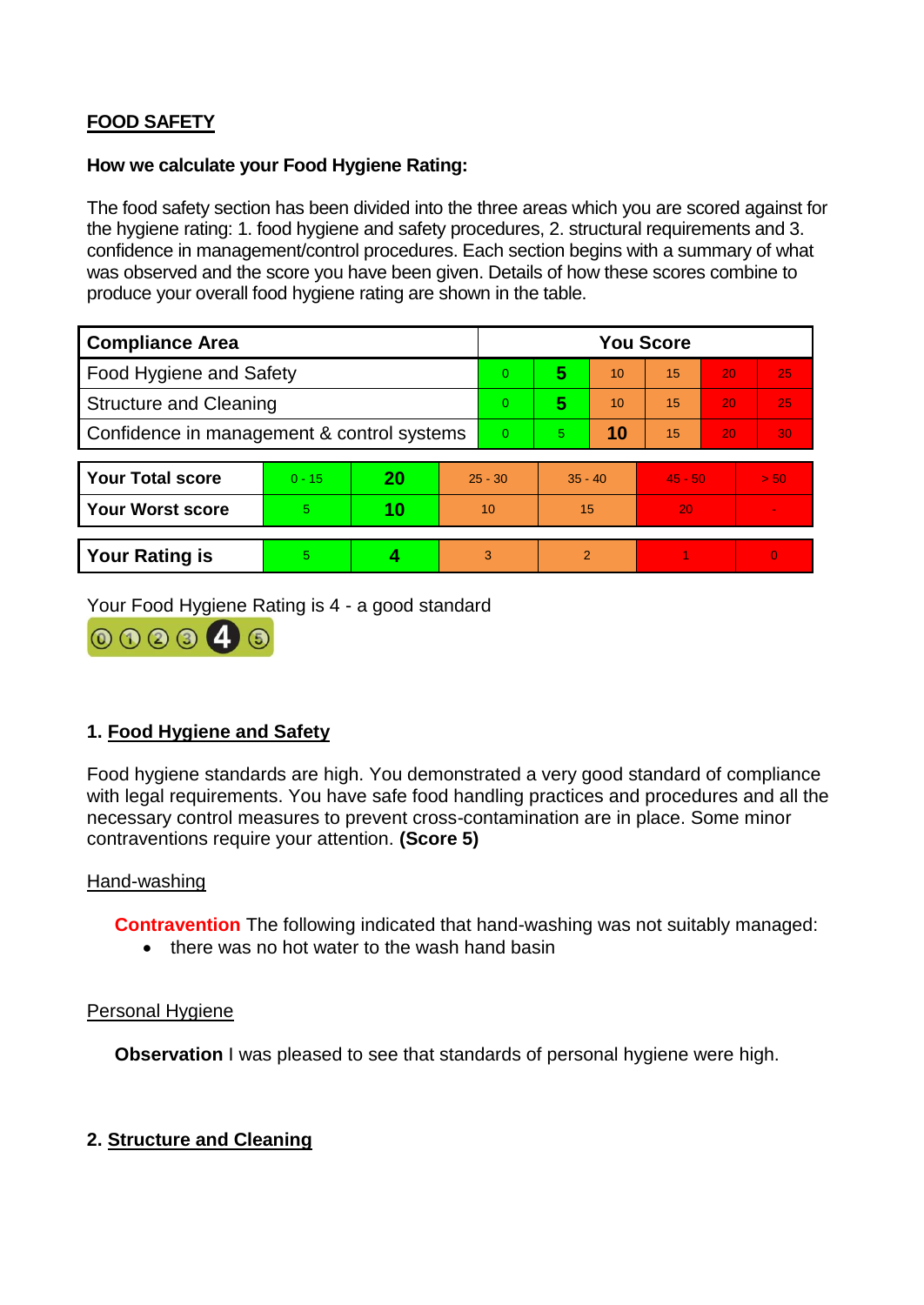## FOOD SAFETY

**How we calculate your Food Hygiene Rating:**

The food safety section has been divided into the three areas which you are scored against for the hygiene rating: 1. food hygiene and safety procedures, 2. structural requirements and 3. confidence in management/control procedures. Each section begins with a summary of what was observed and the score you have been given. Details of how these scores combine to produce your overall food hygiene rating are shown in the table.

| Compliance Area | You Score | | | | | |
|---|---|---|---|---|---|---|
| Food Hygiene and Safety | 0 | **5** | 10 | 15 | 20 | 25 |
| Structure and Cleaning | 0 | **5** | 10 | 15 | 20 | 25 |
| Confidence in management & control systems | 0 | 5 | **10** | 15 | 20 | 30 |

| | | | | | | |
|---|---|---|---|---|---|---|
| **Your Total score** | 0 - 15 | **20** | 25 - 30 | 35 - 40 | 45 - 50 | > 50 |
| **Your Worst score** | 5 | **10** | 10 | 15 | 20 | - |

| | | | | | | |
|---|---|---|---|---|---|---|
| **Your Rating is** | 5 | **4** | 3 | 2 | 1 | 0 |

Your Food Hygiene Rating is 4 - a good standard

## 1. Food Hygiene and Safety

Food hygiene standards are high. You demonstrated a very good standard of compliance with legal requirements. You have safe food handling practices and procedures and all the necessary control measures to prevent cross-contamination are in place. Some minor contraventions require your attention. **(Score 5)**

### Hand-washing

**Contravention** The following indicated that hand-washing was not suitably managed:

- there was no hot water to the wash hand basin

### Personal Hygiene

**Observation** I was pleased to see that standards of personal hygiene were high.

## 2. Structure and Cleaning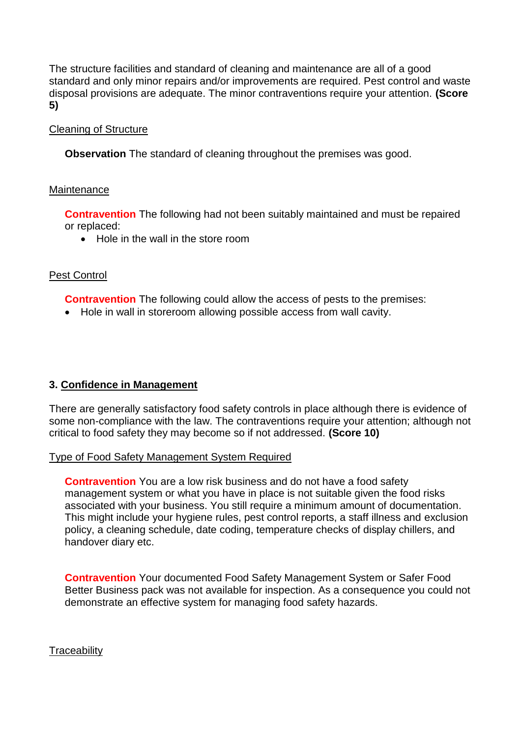The structure facilities and standard of cleaning and maintenance are all of a good standard and only minor repairs and/or improvements are required. Pest control and waste disposal provisions are adequate. The minor contraventions require your attention. **(Score 5)**

Cleaning of Structure

**Observation** The standard of cleaning throughout the premises was good.

Maintenance

**Contravention** The following had not been suitably maintained and must be repaired or replaced:

- Hole in the wall in the store room

Pest Control

**Contravention** The following could allow the access of pests to the premises:

- Hole in wall in storeroom allowing possible access from wall cavity.

### 3. Confidence in Management

There are generally satisfactory food safety controls in place although there is evidence of some non-compliance with the law. The contraventions require your attention; although not critical to food safety they may become so if not addressed. **(Score 10)**

Type of Food Safety Management System Required

**Contravention** You are a low risk business and do not have a food safety management system or what you have in place is not suitable given the food risks associated with your business. You still require a minimum amount of documentation. This might include your hygiene rules, pest control reports, a staff illness and exclusion policy, a cleaning schedule, date coding, temperature checks of display chillers, and handover diary etc.

**Contravention** Your documented Food Safety Management System or Safer Food Better Business pack was not available for inspection. As a consequence you could not demonstrate an effective system for managing food safety hazards.

Traceability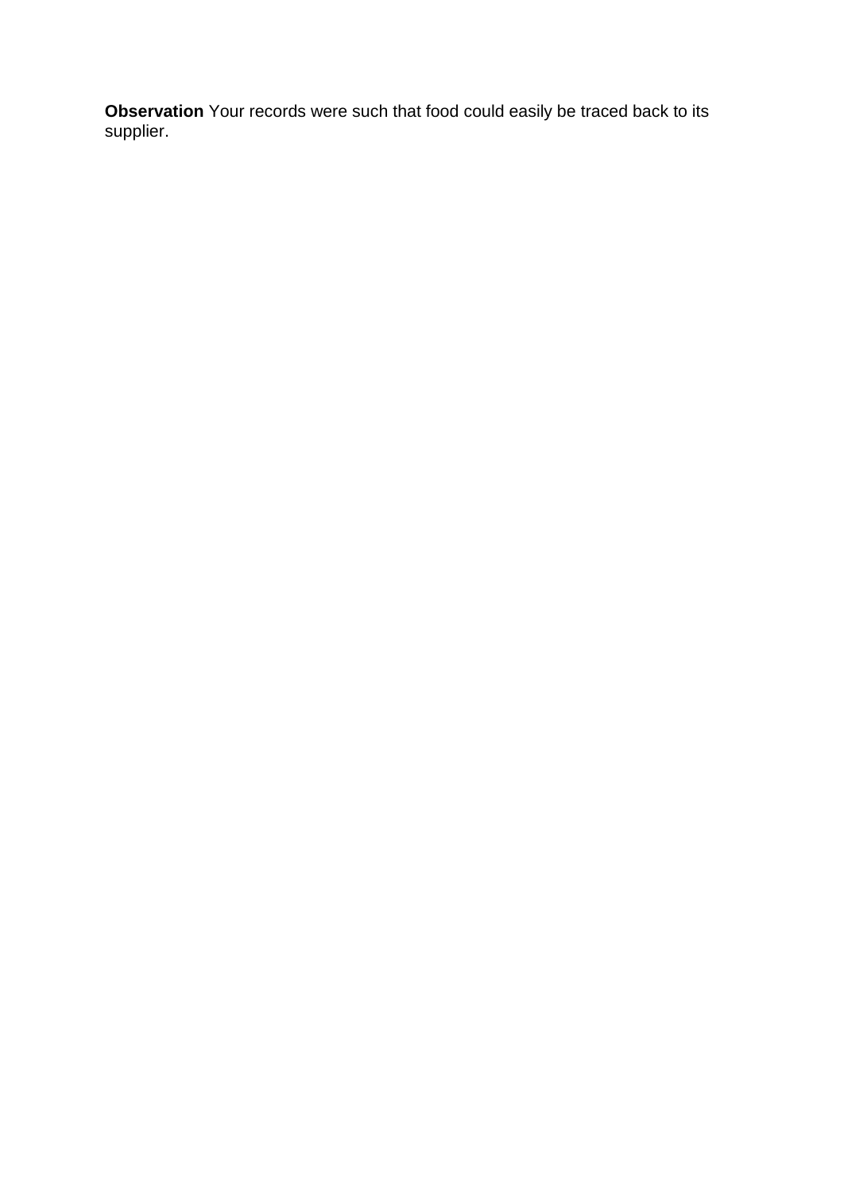**Observation** Your records were such that food could easily be traced back to its supplier.